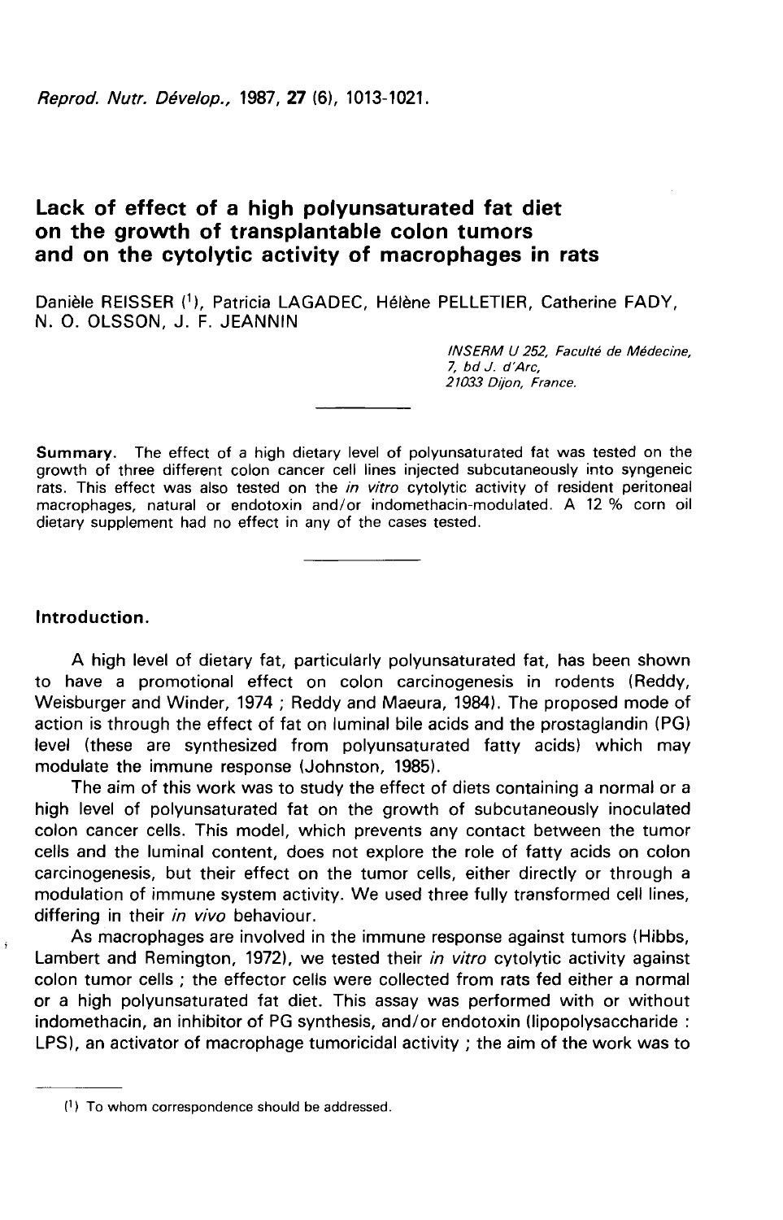# Lack of effect of a high polyunsaturated fat diet on the growth of transplantable colon tumors and on the cytolytic activity of macrophages in rats

Danièle REISSER [1], Patricia LAGADEC, Hélène PELLETIER, Catherine FADY, N. O. OLSSON, J. F. JEANNIN

*INSERM U 252, Faculté de Médecine, 7, bd J. d'Arc, 21033 Dijon, France.*

---

**Summary.** The effect of a high dietary level of polyunsaturated fat was tested on the growth of three different colon cancer cell lines injected subcutaneously into syngeneic rats. This effect was also tested on the *in vitro* cytolytic activity of resident peritoneal macrophages, natural or endotoxin and/or indomethacin-modulated. A 12 % corn oil dietary supplement had no effect in any of the cases tested.

---

## Introduction.

A high level of dietary fat, particularly polyunsaturated fat, has been shown to have a promotional effect on colon carcinogenesis in rodents (Reddy, Weisburger and Winder, 1974 ; Reddy and Maeura, 1984). The proposed mode of action is through the effect of fat on luminal bile acids and the prostaglandin (PG) level (these are synthesized from polyunsaturated fatty acids) which may modulate the immune response (Johnston, 1985).

The aim of this work was to study the effect of diets containing a normal or a high level of polyunsaturated fat on the growth of subcutaneously inoculated colon cancer cells. This model, which prevents any contact between the tumor cells and the luminal content, does not explore the role of fatty acids on colon carcinogenesis, but their effect on the tumor cells, either directly or through a modulation of immune system activity. We used three fully transformed cell lines, differing in their *in vivo* behaviour.

As macrophages are involved in the immune response against tumors (Hibbs, Lambert and Remington, 1972), we tested their *in vitro* cytolytic activity against colon tumor cells ; the effector cells were collected from rats fed either a normal or a high polyunsaturated fat diet. This assay was performed with or without indomethacin, an inhibitor of PG synthesis, and/or endotoxin (lipopolysaccharide : LPS), an activator of macrophage tumoricidal activity ; the aim of the work was to

---

[1] To whom correspondence should be addressed.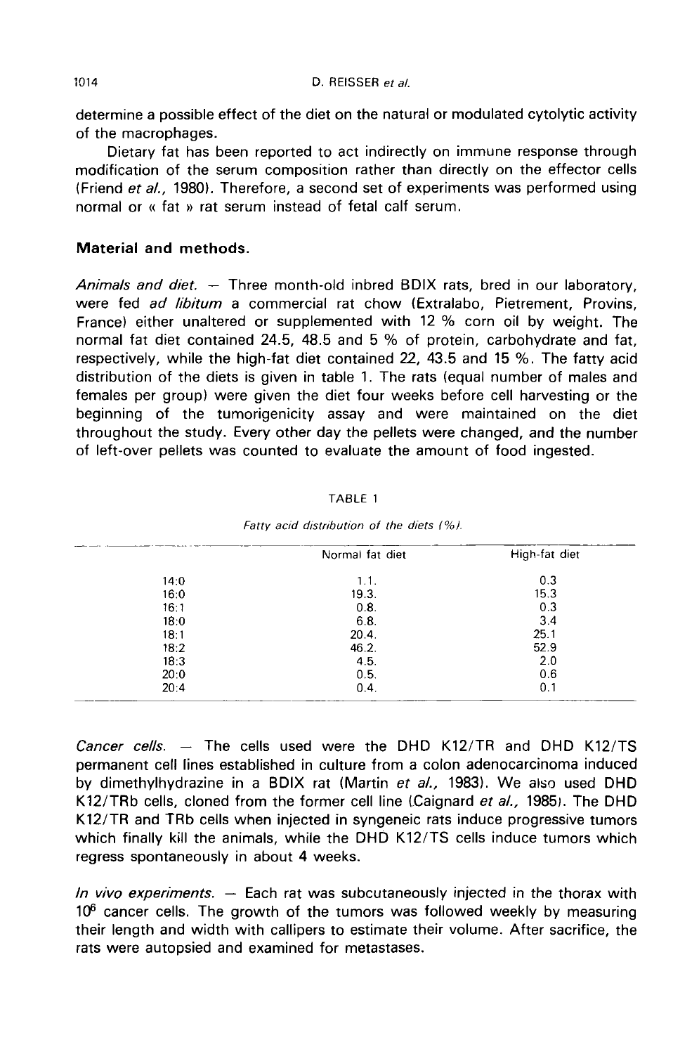determine a possible effect of the diet on the natural or modulated cytolytic activity of the macrophages.

Dietary fat has been reported to act indirectly on immune response through modification of the serum composition rather than directly on the effector cells (Friend *et al.*, 1980). Therefore, a second set of experiments was performed using normal or « fat » rat serum instead of fetal calf serum.

## Material and methods.

*Animals and diet.* — Three month-old inbred BDIX rats, bred in our laboratory, were fed *ad libitum* a commercial rat chow (Extralabo, Pietrement, Provins, France) either unaltered or supplemented with 12 % corn oil by weight. The normal fat diet contained 24.5, 48.5 and 5 % of protein, carbohydrate and fat, respectively, while the high-fat diet contained 22, 43.5 and 15 %. The fatty acid distribution of the diets is given in table 1. The rats (equal number of males and females per group) were given the diet four weeks before cell harvesting or the beginning of the tumorigenicity assay and were maintained on the diet throughout the study. Every other day the pellets were changed, and the number of left-over pellets was counted to evaluate the amount of food ingested.

TABLE 1

*Fatty acid distribution of the diets (%).*

| | Normal fat diet | High-fat diet |
|---|---|---|
| 14:0 | 1.1. | 0.3 |
| 16:0 | 19.3. | 15.3 |
| 16:1 | 0.8. | 0.3 |
| 18:0 | 6.8. | 3.4 |
| 18:1 | 20.4. | 25.1 |
| 18:2 | 46.2. | 52.9 |
| 18:3 | 4.5. | 2.0 |
| 20:0 | 0.5. | 0.6 |
| 20:4 | 0.4. | 0.1 |

*Cancer cells.* — The cells used were the DHD K12/TR and DHD K12/TS permanent cell lines established in culture from a colon adenocarcinoma induced by dimethylhydrazine in a BDIX rat (Martin *et al.*, 1983). We also used DHD K12/TRb cells, cloned from the former cell line (Caignard *et al.*, 1985). The DHD K12/TR and TRb cells when injected in syngeneic rats induce progressive tumors which finally kill the animals, while the DHD K12/TS cells induce tumors which regress spontaneously in about 4 weeks.

*In vivo experiments.* — Each rat was subcutaneously injected in the thorax with $10^6$ cancer cells. The growth of the tumors was followed weekly by measuring their length and width with callipers to estimate their volume. After sacrifice, the rats were autopsied and examined for metastases.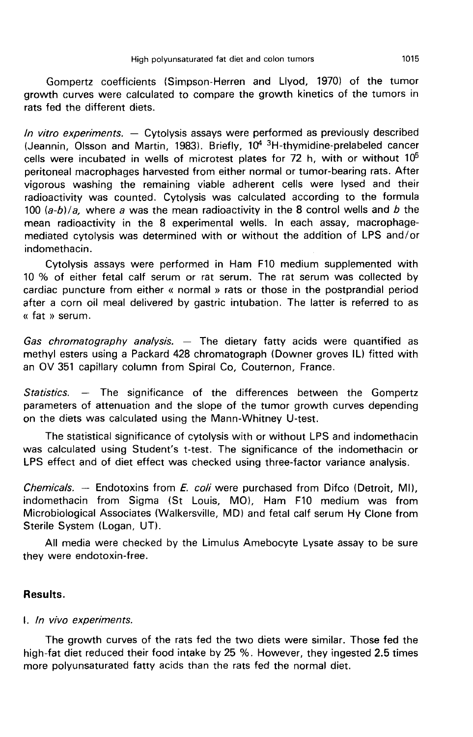Gompertz coefficients (Simpson-Herren and Llyod, 1970) of the tumor growth curves were calculated to compare the growth kinetics of the tumors in rats fed the different diets.

*In vitro experiments.* — Cytolysis assays were performed as previously described (Jeannin, Olsson and Martin, 1983). Briefly, $10^4$ $^3$H-thymidine-prelabeled cancer cells were incubated in wells of microtest plates for 72 h, with or without $10^5$ peritoneal macrophages harvested from either normal or tumor-bearing rats. After vigorous washing the remaining viable adherent cells were lysed and their radioactivity was counted. Cytolysis was calculated according to the formula $100\ (a\text{-}b)/a$, where $a$ was the mean radioactivity in the 8 control wells and $b$ the mean radioactivity in the 8 experimental wells. In each assay, macrophage-mediated cytolysis was determined with or without the addition of LPS and/or indomethacin.

Cytolysis assays were performed in Ham F10 medium supplemented with 10 % of either fetal calf serum or rat serum. The rat serum was collected by cardiac puncture from either « normal » rats or those in the postprandial period after a corn oil meal delivered by gastric intubation. The latter is referred to as « fat » serum.

*Gas chromatography analysis.* — The dietary fatty acids were quantified as methyl esters using a Packard 428 chromatograph (Downer groves IL) fitted with an OV 351 capillary column from Spiral Co, Couternon, France.

*Statistics.* — The significance of the differences between the Gompertz parameters of attenuation and the slope of the tumor growth curves depending on the diets was calculated using the Mann-Whitney U-test.

The statistical significance of cytolysis with or without LPS and indomethacin was calculated using Student's t-test. The significance of the indomethacin or LPS effect and of diet effect was checked using three-factor variance analysis.

*Chemicals.* — Endotoxins from *E. coli* were purchased from Difco (Detroit, MI), indomethacin from Sigma (St Louis, MO), Ham F10 medium was from Microbiological Associates (Walkersville, MD) and fetal calf serum Hy Clone from Sterile System (Logan, UT).

All media were checked by the Limulus Amebocyte Lysate assay to be sure they were endotoxin-free.

## Results.

### I. *In vivo experiments.*

The growth curves of the rats fed the two diets were similar. Those fed the high-fat diet reduced their food intake by 25 %. However, they ingested 2.5 times more polyunsaturated fatty acids than the rats fed the normal diet.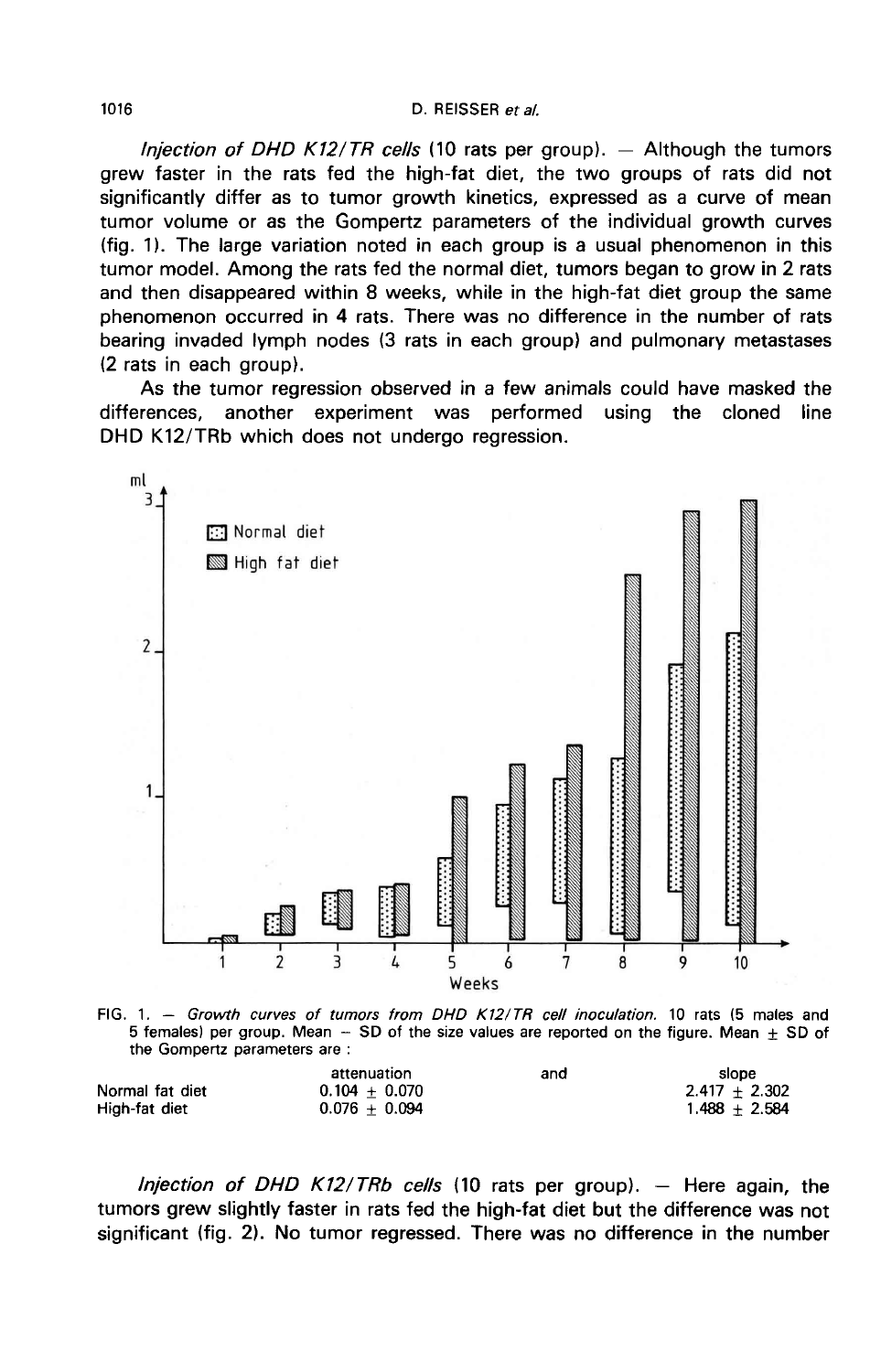*Injection of DHD K12/TR cells* (10 rats per group). — Although the tumors grew faster in the rats fed the high-fat diet, the two groups of rats did not significantly differ as to tumor growth kinetics, expressed as a curve of mean tumor volume or as the Gompertz parameters of the individual growth curves (fig. 1). The large variation noted in each group is a usual phenomenon in this tumor model. Among the rats fed the normal diet, tumors began to grow in 2 rats and then disappeared within 8 weeks, while in the high-fat diet group the same phenomenon occurred in 4 rats. There was no difference in the number of rats bearing invaded lymph nodes (3 rats in each group) and pulmonary metastases (2 rats in each group).

As the tumor regression observed in a few animals could have masked the differences, another experiment was performed using the cloned line DHD K12/TRb which does not undergo regression.

FIG. 1. — *Growth curves of tumors from DHD K12/TR cell inoculation.* 10 rats (5 males and 5 females) per group. Mean − SD of the size values are reported on the figure. Mean ± SD of the Gompertz parameters are :

| | attenuation | and | slope |
|---|---|---|---|
| Normal fat diet | $0.104 \pm 0.070$ | | $2.417 \pm 2.302$ |
| High-fat diet | $0.076 \pm 0.094$ | | $1.488 \pm 2.584$ |

*Injection of DHD K12/TRb cells* (10 rats per group). — Here again, the tumors grew slightly faster in rats fed the high-fat diet but the difference was not significant (fig. 2). No tumor regressed. There was no difference in the number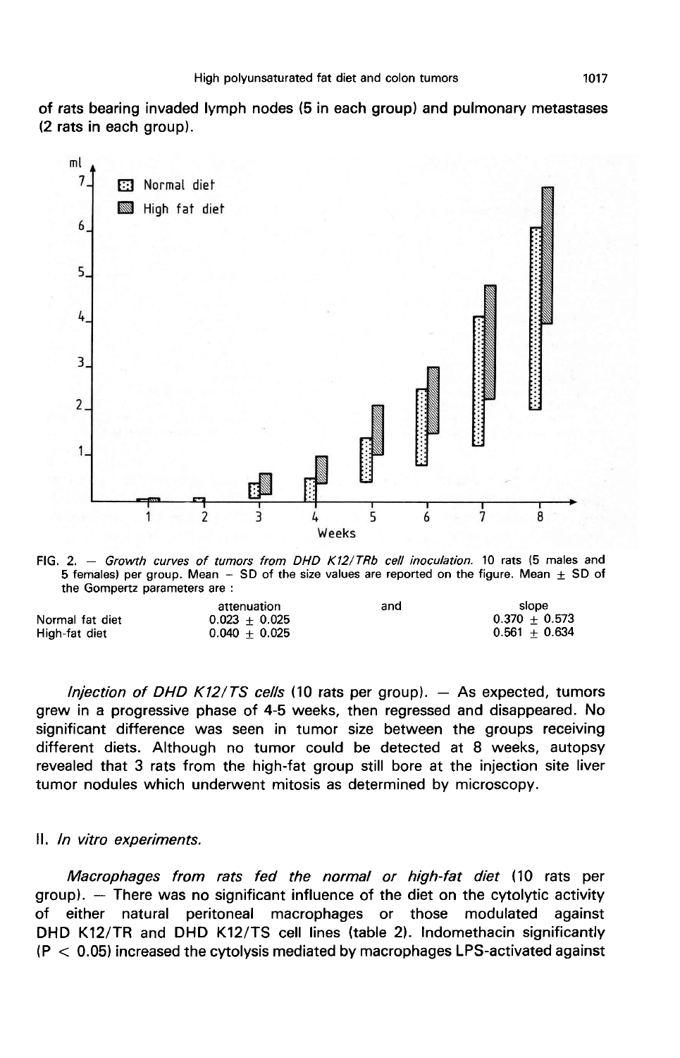of rats bearing invaded lymph nodes (5 in each group) and pulmonary metastases (2 rats in each group).

FIG. 2. — *Growth curves of tumors from DHD K12/TRb cell inoculation.* 10 rats (5 males and 5 females) per group. Mean – SD of the size values are reported on the figure. Mean ± SD of the Gompertz parameters are :

| | attenuation | and | slope |
|---|---|---|---|
| Normal fat diet | 0.023 ± 0.025 | | 0.370 ± 0.573 |
| High-fat diet | 0.040 ± 0.025 | | 0.561 ± 0.634 |

*Injection of DHD K12/TS cells* (10 rats per group). — As expected, tumors grew in a progressive phase of 4-5 weeks, then regressed and disappeared. No significant difference was seen in tumor size between the groups receiving different diets. Although no tumor could be detected at 8 weeks, autopsy revealed that 3 rats from the high-fat group still bore at the injection site liver tumor nodules which underwent mitosis as determined by microscopy.

## II. *In vitro experiments.*

*Macrophages from rats fed the normal or high-fat diet* (10 rats per group). — There was no significant influence of the diet on the cytolytic activity of either natural peritoneal macrophages or those modulated against DHD K12/TR and DHD K12/TS cell lines (table 2). Indomethacin significantly ($P < 0.05$) increased the cytolysis mediated by macrophages LPS-activated against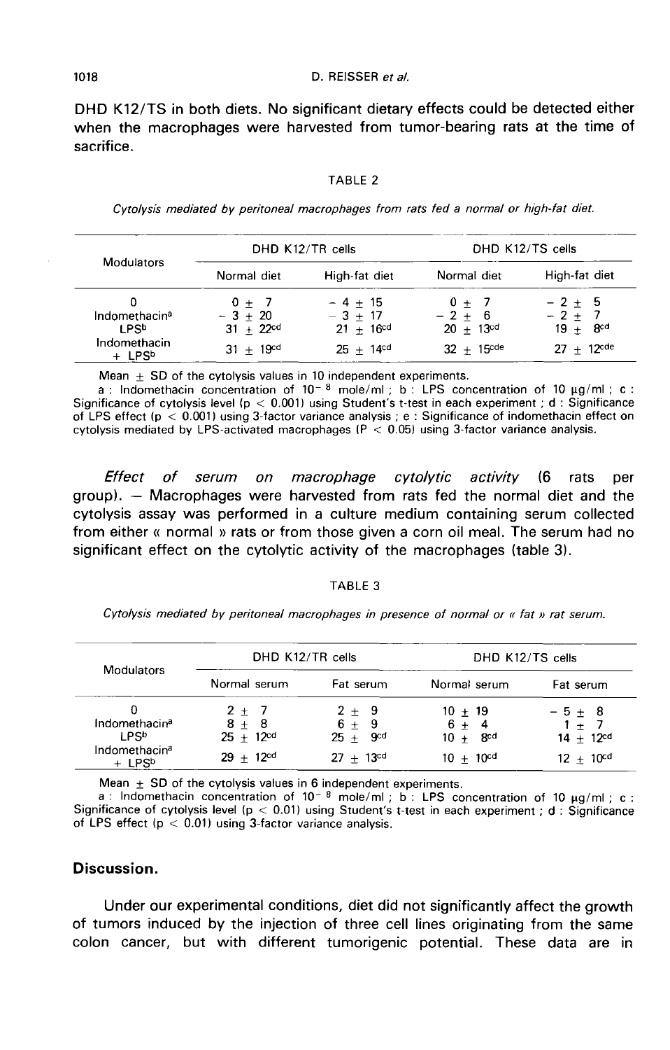DHD K12/TS in both diets. No significant dietary effects could be detected either when the macrophages were harvested from tumor-bearing rats at the time of sacrifice.

TABLE 2

*Cytolysis mediated by peritoneal macrophages from rats fed a normal or high-fat diet.*

| Modulators | DHD K12/TR cells | | DHD K12/TS cells | |
|---|---|---|---|---|
| | Normal diet | High-fat diet | Normal diet | High-fat diet |
| 0 | 0 ± 7 | − 4 ± 15 | 0 ± 7 | − 2 ± 5 |
| Indomethacin[a] | − 3 ± 20 | − 3 ± 17 | − 2 ± 6 | − 2 ± 7 |
| LPS[b] | 31 ± 22[cd] | 21 ± 16[cd] | 20 ± 13[cd] | 19 ± 8[cd] |
| Indomethacin + LPS[b] | 31 ± 19[cd] | 25 ± 14[cd] | 32 ± 15[cde] | 27 ± 12[cde] |

Mean ± SD of the cytolysis values in 10 independent experiments.
a : Indomethacin concentration of $10^{-8}$ mole/ml ; b : LPS concentration of 10 μg/ml ; c : Significance of cytolysis level ($p < 0.001$) using Student's t-test in each experiment ; d : Significance of LPS effect ($p < 0.001$) using 3-factor variance analysis ; e : Significance of indomethacin effect on cytolysis mediated by LPS-activated macrophages ($P < 0.05$) using 3-factor variance analysis.

*Effect of serum on macrophage cytolytic activity* (6 rats per group). — Macrophages were harvested from rats fed the normal diet and the cytolysis assay was performed in a culture medium containing serum collected from either « normal » rats or from those given a corn oil meal. The serum had no significant effect on the cytolytic activity of the macrophages (table 3).

TABLE 3

*Cytolysis mediated by peritoneal macrophages in presence of normal or « fat » rat serum.*

| Modulators | DHD K12/TR cells | | DHD K12/TS cells | |
|---|---|---|---|---|
| | Normal serum | Fat serum | Normal serum | Fat serum |
| 0 | 2 ± 7 | 2 ± 9 | 10 ± 19 | − 5 ± 8 |
| Indomethacin[a] | 8 ± 8 | 6 ± 9 | 6 ± 4 | 1 ± 7 |
| LPS[b] | 25 ± 12[cd] | 25 ± 9[cd] | 10 ± 8[cd] | 14 ± 12[cd] |
| Indomethacin[a] + LPS[b] | 29 ± 12[cd] | 27 ± 13[cd] | 10 ± 10[cd] | 12 ± 10[cd] |

Mean ± SD of the cytolysis values in 6 independent experiments.
a : Indomethacin concentration of $10^{-8}$ mole/ml ; b : LPS concentration of 10 μg/ml ; c : Significance of cytolysis level ($p < 0.01$) using Student's t-test in each experiment ; d : Significance of LPS effect ($p < 0.01$) using 3-factor variance analysis.

## Discussion.

Under our experimental conditions, diet did not significantly affect the growth of tumors induced by the injection of three cell lines originating from the same colon cancer, but with different tumorigenic potential. These data are in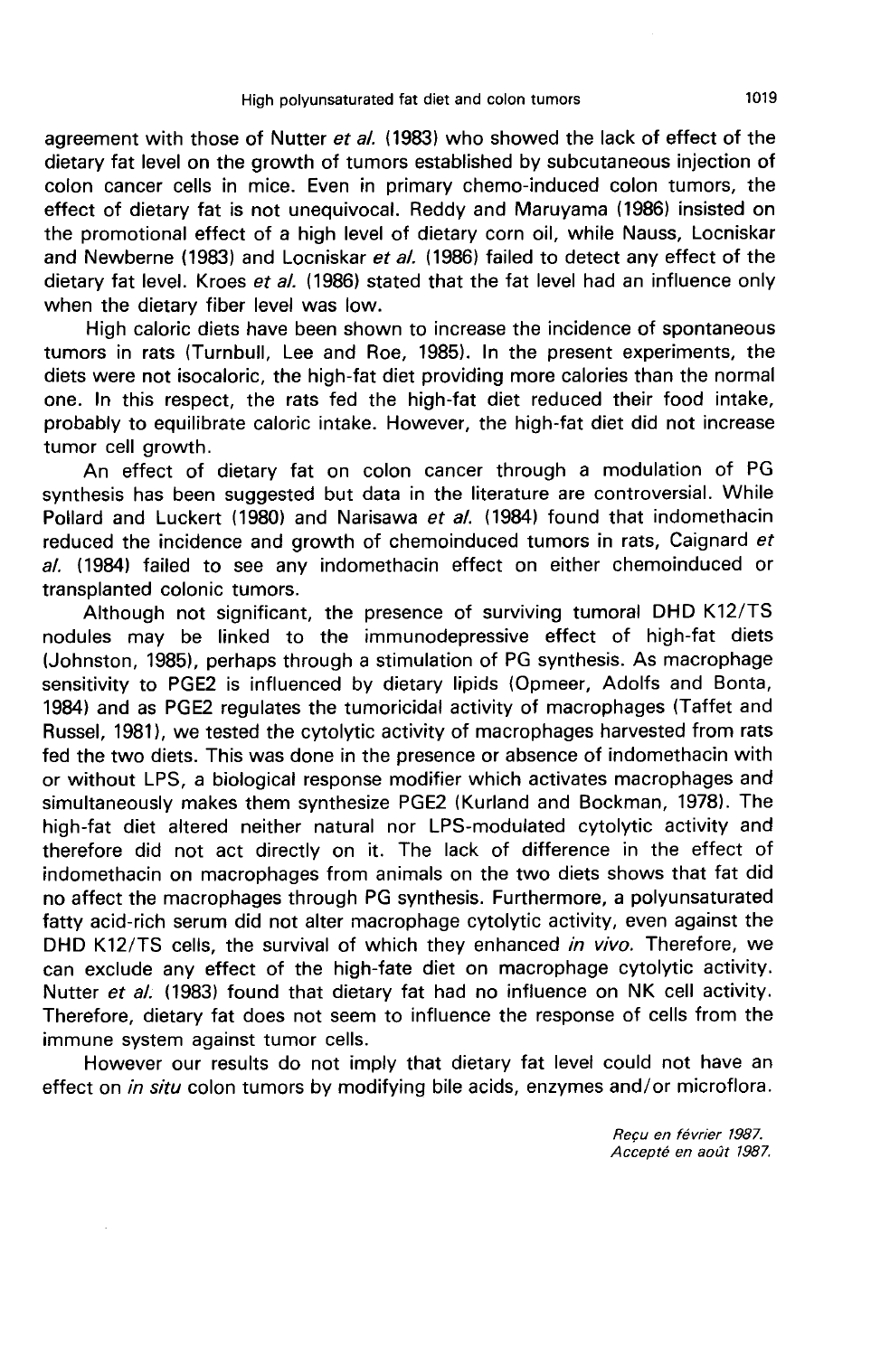agreement with those of Nutter *et al.* (1983) who showed the lack of effect of the dietary fat level on the growth of tumors established by subcutaneous injection of colon cancer cells in mice. Even in primary chemo-induced colon tumors, the effect of dietary fat is not unequivocal. Reddy and Maruyama (1986) insisted on the promotional effect of a high level of dietary corn oil, while Nauss, Locniskar and Newberne (1983) and Locniskar *et al.* (1986) failed to detect any effect of the dietary fat level. Kroes *et al.* (1986) stated that the fat level had an influence only when the dietary fiber level was low.

High caloric diets have been shown to increase the incidence of spontaneous tumors in rats (Turnbull, Lee and Roe, 1985). In the present experiments, the diets were not isocaloric, the high-fat diet providing more calories than the normal one. In this respect, the rats fed the high-fat diet reduced their food intake, probably to equilibrate caloric intake. However, the high-fat diet did not increase tumor cell growth.

An effect of dietary fat on colon cancer through a modulation of PG synthesis has been suggested but data in the literature are controversial. While Pollard and Luckert (1980) and Narisawa *et al.* (1984) found that indomethacin reduced the incidence and growth of chemoinduced tumors in rats, Caignard *et al.* (1984) failed to see any indomethacin effect on either chemoinduced or transplanted colonic tumors.

Although not significant, the presence of surviving tumoral DHD K12/TS nodules may be linked to the immunodepressive effect of high-fat diets (Johnston, 1985), perhaps through a stimulation of PG synthesis. As macrophage sensitivity to PGE2 is influenced by dietary lipids (Opmeer, Adolfs and Bonta, 1984) and as PGE2 regulates the tumoricidal activity of macrophages (Taffet and Russel, 1981), we tested the cytolytic activity of macrophages harvested from rats fed the two diets. This was done in the presence or absence of indomethacin with or without LPS, a biological response modifier which activates macrophages and simultaneously makes them synthesize PGE2 (Kurland and Bockman, 1978). The high-fat diet altered neither natural nor LPS-modulated cytolytic activity and therefore did not act directly on it. The lack of difference in the effect of indomethacin on macrophages from animals on the two diets shows that fat did no affect the macrophages through PG synthesis. Furthermore, a polyunsaturated fatty acid-rich serum did not alter macrophage cytolytic activity, even against the DHD K12/TS cells, the survival of which they enhanced *in vivo*. Therefore, we can exclude any effect of the high-fate diet on macrophage cytolytic activity. Nutter *et al.* (1983) found that dietary fat had no influence on NK cell activity. Therefore, dietary fat does not seem to influence the response of cells from the immune system against tumor cells.

However our results do not imply that dietary fat level could not have an effect on *in situ* colon tumors by modifying bile acids, enzymes and/or microflora.

*Reçu en février 1987.*
*Accepté en août 1987.*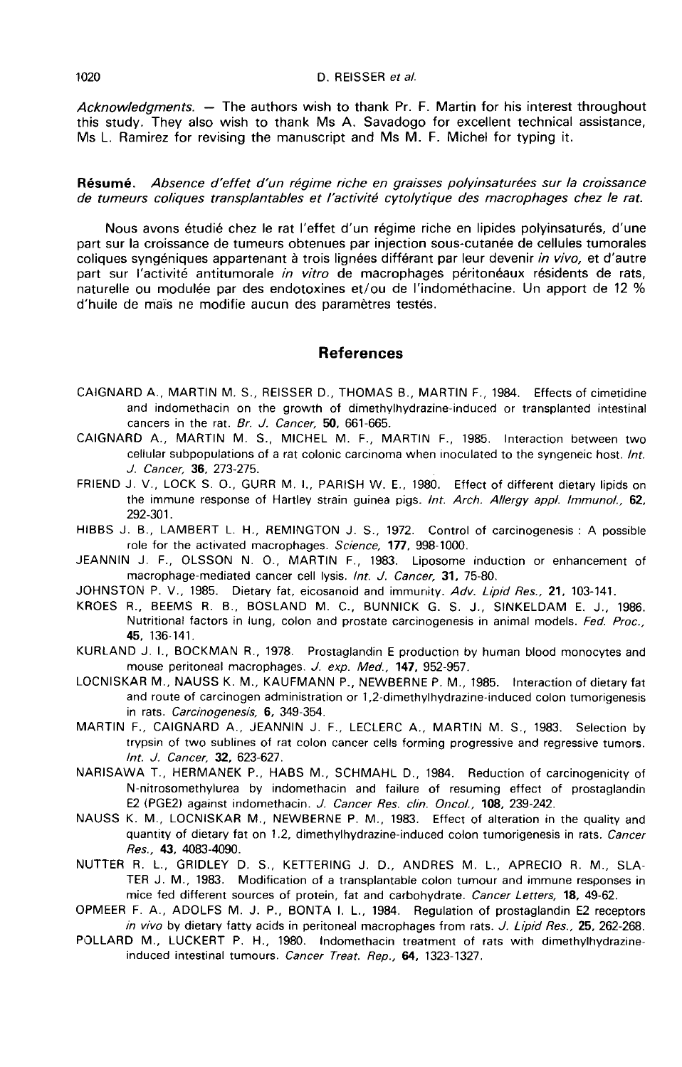*Acknowledgments.* — The authors wish to thank Pr. F. Martin for his interest throughout this study. They also wish to thank Ms A. Savadogo for excellent technical assistance, Ms L. Ramirez for revising the manuscript and Ms M. F. Michel for typing it.

**Résumé.** *Absence d'effet d'un régime riche en graisses polyinsaturées sur la croissance de tumeurs coliques transplantables et l'activité cytolytique des macrophages chez le rat.*

Nous avons étudié chez le rat l'effet d'un régime riche en lipides polyinsaturés, d'une part sur la croissance de tumeurs obtenues par injection sous-cutanée de cellules tumorales coliques syngéniques appartenant à trois lignées différant par leur devenir *in vivo,* et d'autre part sur l'activité antitumorale *in vitro* de macrophages péritonéaux résidents de rats, naturelle ou modulée par des endotoxines et/ou de l'indométhacine. Un apport de 12 % d'huile de maïs ne modifie aucun des paramètres testés.

## References

CAIGNARD A., MARTIN M. S., REISSER D., THOMAS B., MARTIN F., 1984. Effects of cimetidine and indomethacin on the growth of dimethylhydrazine-induced or transplanted intestinal cancers in the rat. *Br. J. Cancer,* **50**, 661-665.

CAIGNARD A., MARTIN M. S., MICHEL M. F., MARTIN F., 1985. Interaction between two cellular subpopulations of a rat colonic carcinoma when inoculated to the syngeneic host. *Int. J. Cancer,* **36**, 273-275.

FRIEND J. V., LOCK S. O., GURR M. I., PARISH W. E., 1980. Effect of different dietary lipids on the immune response of Hartley strain guinea pigs. *Int. Arch. Allergy appl. Immunol.,* **62**, 292-301.

HIBBS J. B., LAMBERT L. H., REMINGTON J. S., 1972. Control of carcinogenesis : A possible role for the activated macrophages. *Science,* **177**, 998-1000.

JEANNIN J. F., OLSSON N. O., MARTIN F., 1983. Liposome induction or enhancement of macrophage-mediated cancer cell lysis. *Int. J. Cancer,* **31**, 75-80.

JOHNSTON P. V., 1985. Dietary fat, eicosanoid and immunity. *Adv. Lipid Res.,* **21**, 103-141.

KROES R., BEEMS R. B., BOSLAND M. C., BUNNICK G. S. J., SINKELDAM E. J., 1986. Nutritional factors in lung, colon and prostate carcinogenesis in animal models. *Fed. Proc.,* **45**, 136-141.

KURLAND J. I., BOCKMAN R., 1978. Prostaglandin E production by human blood monocytes and mouse peritoneal macrophages. *J. exp. Med.,* **147**, 952-957.

LOCNISKAR M., NAUSS K. M., KAUFMANN P., NEWBERNE P. M., 1985. Interaction of dietary fat and route of carcinogen administration or 1,2-dimethylhydrazine-induced colon tumorigenesis in rats. *Carcinogenesis,* **6**, 349-354.

MARTIN F., CAIGNARD A., JEANNIN J. F., LECLERC A., MARTIN M. S., 1983. Selection by trypsin of two sublines of rat colon cancer cells forming progressive and regressive tumors. *Int. J. Cancer,* **32**, 623-627.

NARISAWA T., HERMANEK P., HABS M., SCHMAHL D., 1984. Reduction of carcinogenicity of N-nitrosomethylurea by indomethacin and failure of resuming effect of prostaglandin E2 (PGE2) against indomethacin. *J. Cancer Res. clin. Oncol.,* **108**, 239-242.

NAUSS K. M., LOCNISKAR M., NEWBERNE P. M., 1983. Effect of alteration in the quality and quantity of dietary fat on 1.2, dimethylhydrazine-induced colon tumorigenesis in rats. *Cancer Res.,* **43**, 4083-4090.

NUTTER R. L., GRIDLEY D. S., KETTERING J. D., ANDRES M. L., APRECIO R. M., SLATER J. M., 1983. Modification of a transplantable colon tumour and immune responses in mice fed different sources of protein, fat and carbohydrate. *Cancer Letters,* **18**, 49-62.

OPMEER F. A., ADOLFS M. J. P., BONTA I. L., 1984. Regulation of prostaglandin E2 receptors *in vivo* by dietary fatty acids in peritoneal macrophages from rats. *J. Lipid Res.,* **25**, 262-268.

POLLARD M., LUCKERT P. H., 1980. Indomethacin treatment of rats with dimethylhydrazine-induced intestinal tumours. *Cancer Treat. Rep.,* **64**, 1323-1327.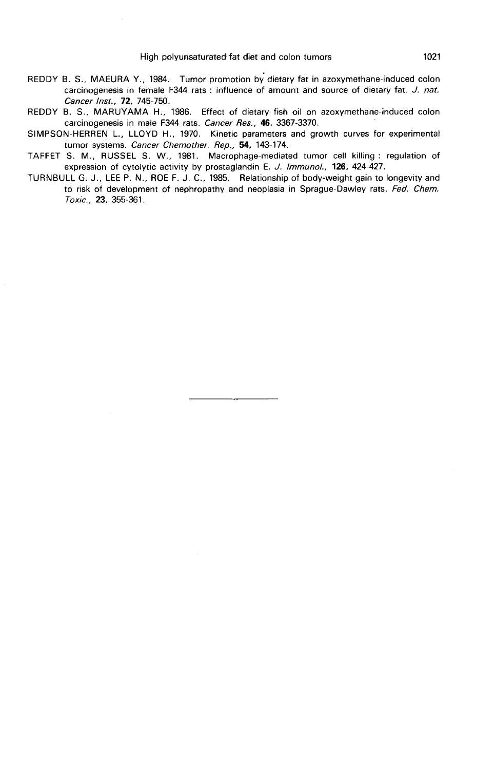REDDY B. S., MAEURA Y., 1984. Tumor promotion by dietary fat in azoxymethane-induced colon carcinogenesis in female F344 rats : influence of amount and source of dietary fat. *J. nat. Cancer Inst.*, **72**, 745-750.

REDDY B. S., MARUYAMA H., 1986. Effect of dietary fish oil on azoxymethane-induced colon carcinogenesis in male F344 rats. *Cancer Res.*, **46**, 3367-3370.

SIMPSON-HERREN L., LLOYD H., 1970. Kinetic parameters and growth curves for experimental tumor systems. *Cancer Chemother. Rep.*, **54**, 143-174.

TAFFET S. M., RUSSEL S. W., 1981. Macrophage-mediated tumor cell killing : regulation of expression of cytolytic activity by prostaglandin E. *J. Immunol.*, **126**, 424-427.

TURNBULL G. J., LEE P. N., ROE F. J. C., 1985. Relationship of body-weight gain to longevity and to risk of development of nephropathy and neoplasia in Sprague-Dawley rats. *Fed. Chem. Toxic.*, **23**, 355-361.